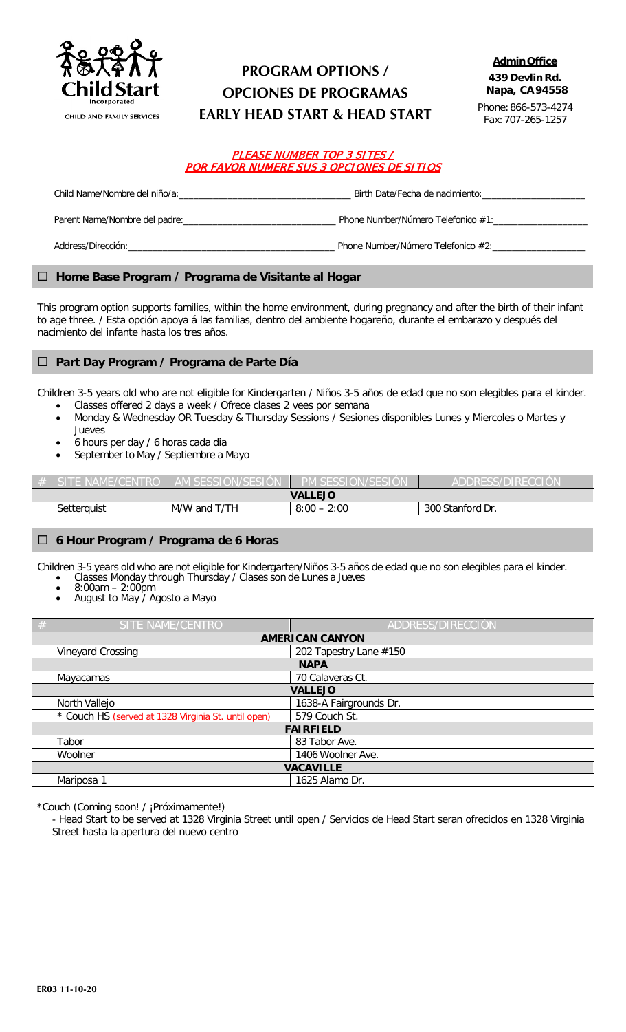Child Start incorporated
CHILD AND FAMILY SERVICES

# PROGRAM OPTIONS / OPCIONES DE PROGRAMAS EARLY HEAD START & HEAD START

**Admin Office**
**439 Devlin Rd.**
**Napa, CA 94558**
Phone: 866-573-4274
Fax: 707-265-1257

**PLEASE NUMBER TOP 3 SITES / POR FAVOR NUMERE SUS 3 OPCIONES DE SITIOS**

Child Name/Nombre del niño/a:________________________________ Birth Date/Fecha de nacimiento:____________________

Parent Name/Nombre del padre:______________________________ Phone Number/Número Telefonico #1:__________________

Address/Dirección:________________________________________ Phone Number/Número Telefonico #2:__________________

## ☐ Home Base Program / Programa de Visitante al Hogar

This program option supports families, within the home environment, during pregnancy and after the birth of their infant to age three. / Esta opción apoya á las familias, dentro del ambiente hogareño, durante el embarazo y después del nacimiento del infante hasta los tres años.

## ☐ Part Day Program / Programa de Parte Día

Children 3-5 years old who are not eligible for Kindergarten / Niños 3-5 años de edad que no son elegibles para el kinder.

- Classes offered 2 days a week / Ofrece clases 2 vees por semana
- Monday & Wednesday OR Tuesday & Thursday Sessions / Sesiones disponibles Lunes y Miercoles o Martes y Jueves
- 6 hours per day / 6 horas cada dia
- September to May / Septiembre a Mayo

| # | SITE NAME/CENTRO | AM SESSION/SESIÓN | PM SESSION/SESIÓN | ADDRESS/DIRECCIÓN |
|---|---|---|---|---|
| | | **VALLEJO** | | |
| | Setterquist | M/W and T/TH | 8:00 – 2:00 | 300 Stanford Dr. |

## ☐ 6 Hour Program / Programa de 6 Horas

Children 3-5 years old who are not eligible for Kindergarten/Niños 3-5 años de edad que no son elegibles para el kinder.

- Classes Monday through Thursday / Clases son de Lunes a *Jueves*
- 8:00am – 2:00pm
- August to May / Agosto a Mayo

| # | SITE NAME/CENTRO | ADDRESS/DIRECCIÓN |
|---|---|---|
| | **AMERICAN CANYON** | |
| | Vineyard Crossing | 202 Tapestry Lane #150 |
| | **NAPA** | |
| | Mayacamas | 70 Calaveras Ct. |
| | **VALLEJO** | |
| | North Vallejo | 1638-A Fairgrounds Dr. |
| | * Couch HS (served at 1328 Virginia St. until open) | 579 Couch St. |
| | **FAIRFIELD** | |
| | Tabor | 83 Tabor Ave. |
| | Woolner | 1406 Woolner Ave. |
| | **VACAVILLE** | |
| | Mariposa 1 | 1625 Alamo Dr. |

*Couch (Coming soon! / ¡Próximamente!)

- Head Start to be served at 1328 Virginia Street until open / Servicios de Head Start seran ofreciclos en 1328 Virginia Street hasta la apertura del nuevo centro

ER03 11-10-20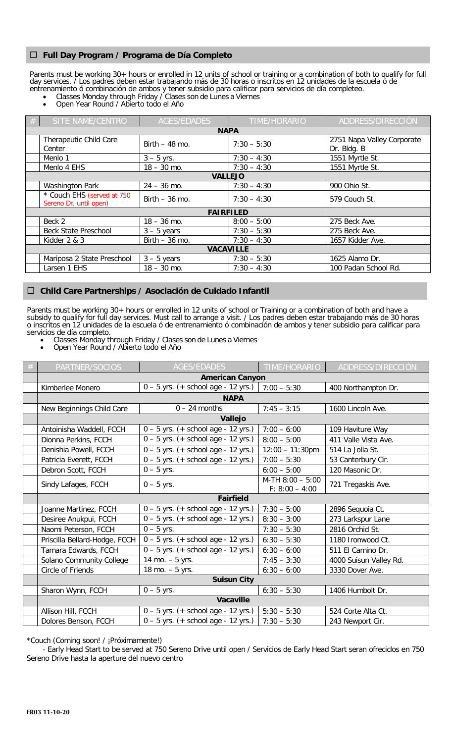## ☐ Full Day Program / Programa de Día Completo

Parents must be working 30+ hours or enrolled in 12 units of school or training or a combination of both to qualify for full day services. / Los padres deben estar trabajando más de 30 horas o inscritos en 12 unidades de la escuela ó de entrenamiento ó combinación de ambos y tener subsidio para calificar para servicios de día completeo.

- Classes Monday through Friday / Clases son de Lunes a Viernes
- Open Year Round / Abierto todo el Año

| # | SITE NAME/CENTRO | AGES/EDADES | TIME/HORARIO | ADDRESS/DIRECCIÓN |
|---|---|---|---|---|
| | **NAPA** | | | |
| | Therapeutic Child Care Center | Birth – 48 mo. | 7:30 – 5:30 | 2751 Napa Valley Corporate Dr. Bldg. B |
| | Menlo 1 | 3 – 5 yrs. | 7:30 – 4:30 | 1551 Myrtle St. |
| | Menlo 4 EHS | 18 – 30 mo. | 7:30 – 4:30 | 1551 Myrtle St. |
| | **VALLEJO** | | | |
| | Washington Park | 24 – 36 mo. | 7:30 – 4:30 | 900 Ohio St. |
| | * Couch EHS (served at 750 Sereno Dr. until open) | Birth – 36 mo. | 7:30 – 4:30 | 579 Couch St. |
| | **FAIRFILED** | | | |
| | Beck 2 | 18 – 36 mo. | 8:00 – 5:00 | 275 Beck Ave. |
| | Beck State Preschool | 3 – 5 years | 7:30 – 5:30 | 275 Beck Ave. |
| | Kidder 2 & 3 | Birth – 36 mo. | 7:30 – 4:30 | 1657 Kidder Ave. |
| | **VACAVILLE** | | | |
| | Mariposa 2 State Preschool | 3 – 5 years | 7:30 – 5:30 | 1625 Alamo Dr. |
| | Larsen 1 EHS | 18 – 30 mo. | 7:30 – 4:30 | 100 Padan School Rd. |

## ☐ Child Care Partnerships / Asociación de Cuidado Infantil

Parents must be working 30+ hours or enrolled in 12 units of school or Training or a combination of both and have a subsidy to qualify for full day services. Must call to arrange a visit. / Los padres deben estar trabajando más de 30 horas o inscritos en 12 unidades de la escuela ó de entrenamiento ó combinación de ambos y tener subsidio para calificar para servicios de día completo.

- Classes Monday through Friday / Clases son de Lunes a Viernes
- Open Year Round / Abierto todo el Año

| # | PARTNER/SOCIOS | AGES/EDADES | TIME/HORARIO | ADDRESS/DIRECCIÓN |
|---|---|---|---|---|
| | **American Canyon** | | | |
| | Kimberlee Monero | 0 – 5 yrs. (+ school age - 12 yrs.) | 7:00 – 5:30 | 400 Northampton Dr. |
| | **NAPA** | | | |
| | New Beginnings Child Care | 0 – 24 months | 7:45 – 3:15 | 1600 Lincoln Ave. |
| | **Vallejo** | | | |
| | Antoinisha Waddell, FCCH | 0 – 5 yrs. (+ school age - 12 yrs.) | 7:00 – 6:00 | 109 Haviture Way |
| | Dionna Perkins, FCCH | 0 – 5 yrs. (+ school age - 12 yrs.) | 8:00 – 5:00 | 411 Valle Vista Ave. |
| | Denishia Powell, FCCH | 0 – 5 yrs. (+ school age - 12 yrs.) | 12:00 – 11:30pm | 514 La Jolla St. |
| | Patricia Everett, FCCH | 0 – 5 yrs. (+ school age - 12 yrs.) | 7:00 – 5:30 | 53 Canterbury Cir. |
| | Debron Scott, FCCH | 0 – 5 yrs. | 6:00 – 5:00 | 120 Masonic Dr. |
| | Sindy Lafages, FCCH | 0 – 5 yrs. | M-TH 8:00 – 5:00 F: 8:00 – 4:00 | 721 Tregaskis Ave. |
| | **Fairfield** | | | |
| | Joanne Martinez, FCCH | 0 – 5 yrs. (+ school age - 12 yrs.) | 7:30 – 5:00 | 2896 Sequoia Ct. |
| | Desiree Anukpui, FCCH | 0 – 5 yrs. (+ school age - 12 yrs.) | 8:30 – 3:00 | 273 Larkspur Lane |
| | Naomi Peterson, FCCH | 0 – 5 yrs. | 7:30 – 5:30 | 2816 Orchid St. |
| | Priscilla Bellard-Hodge, FCCH | 0 – 5 yrs. (+ school age - 12 yrs.) | 6:30 – 5:30 | 1180 Ironwood Ct. |
| | Tamara Edwards, FCCH | 0 – 5 yrs. (+ school age - 12 yrs.) | 6:30 – 6:00 | 511 El Camino Dr. |
| | Solano Community College | 14 mo. – 5 yrs. | 7:45 – 3:30 | 4000 Suisun Valley Rd. |
| | Circle of Friends | 18 mo. – 5 yrs. | 6:30 – 6:00 | 3330 Dover Ave. |
| | **Suisun City** | | | |
| | Sharon Wynn, FCCH | 0 – 5 yrs. | 6:30 – 5:30 | 1406 Humbolt Dr. |
| | **Vacaville** | | | |
| | Allison Hill, FCCH | 0 – 5 yrs. (+ school age - 12 yrs.) | 5:30 – 5:30 | 524 Corte Alta Ct. |
| | Dolores Benson, FCCH | 0 – 5 yrs. (+ school age - 12 yrs.) | 7:30 – 5:30 | 243 Newport Cir. |

*Couch (Coming soon! / ¡Próximamente!)

- Early Head Start to be served at 750 Sereno Drive until open / Servicios de Early Head Start seran ofreciclos en 750 Sereno Drive hasta la aperture del nuevo centro

ER03 11-10-20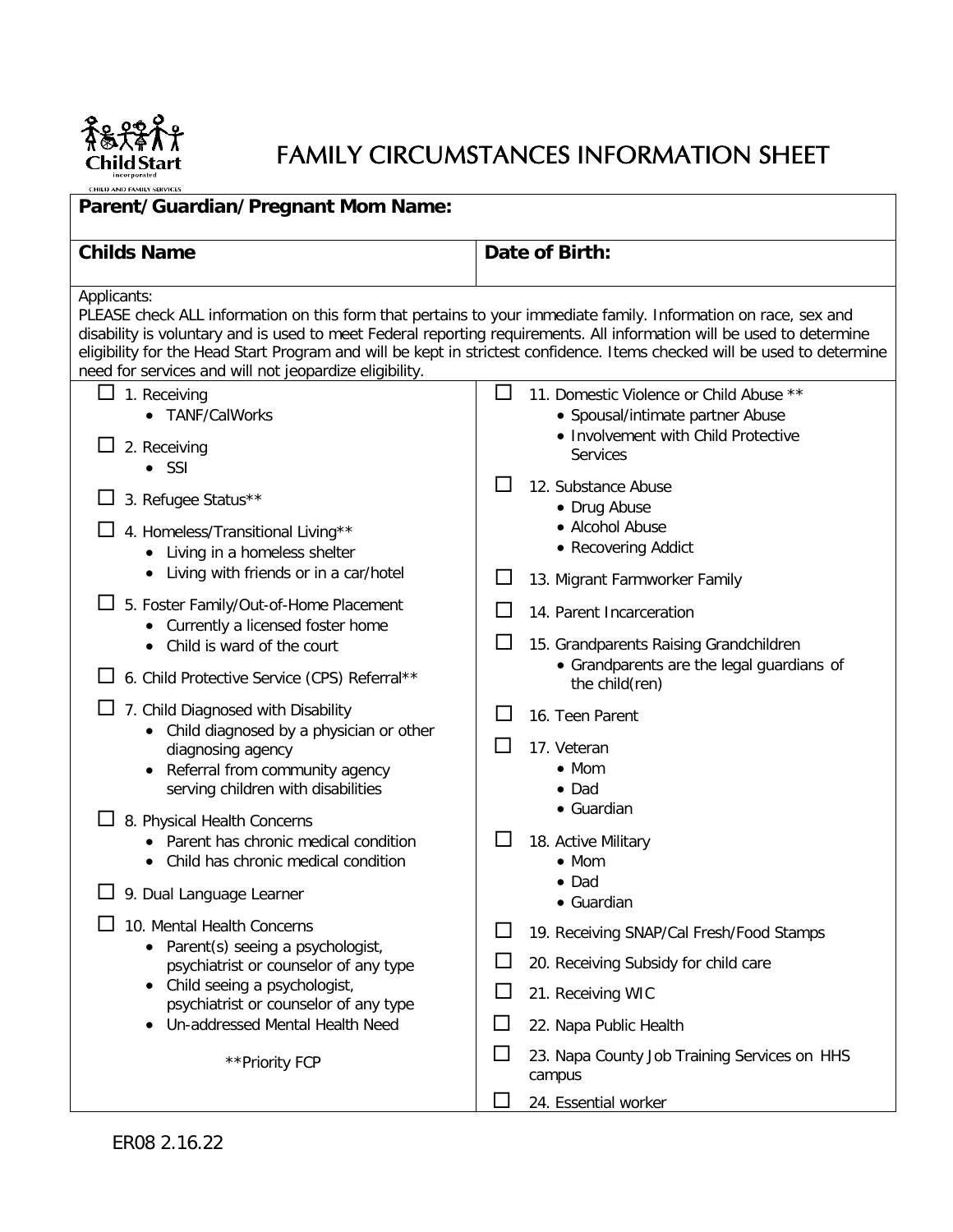# FAMILY CIRCUMSTANCES INFORMATION SHEET

| **Parent/Guardian/Pregnant Mom Name:** | |
|---|---|
| **Childs Name** | **Date of Birth:** |

Applicants:
PLEASE check ALL information on this form that pertains to your immediate family. Information on race, sex and disability is voluntary and is used to meet Federal reporting requirements. All information will be used to determine eligibility for the Head Start Program and will be kept in strictest confidence. Items checked will be used to determine need for services and will not jeopardize eligibility.

- ☐ 1. Receiving
  - TANF/CalWorks
- ☐ 2. Receiving
  - SSI
- ☐ 3. Refugee Status**
- ☐ 4. Homeless/Transitional Living**
  - Living in a homeless shelter
  - Living with friends or in a car/hotel
- ☐ 5. Foster Family/Out-of-Home Placement
  - Currently a licensed foster home
  - Child is ward of the court
- ☐ 6. Child Protective Service (CPS) Referral**
- ☐ 7. Child Diagnosed with Disability
  - Child diagnosed by a physician or other diagnosing agency
  - Referral from community agency serving children with disabilities
- ☐ 8. Physical Health Concerns
  - Parent has chronic medical condition
  - Child has chronic medical condition
- ☐ 9. Dual Language Learner
- ☐ 10. Mental Health Concerns
  - Parent(s) seeing a psychologist, psychiatrist or counselor of any type
  - Child seeing a psychologist, psychiatrist or counselor of any type
  - Un-addressed Mental Health Need

**Priority FCP

- ☐ 11. Domestic Violence or Child Abuse **
  - Spousal/intimate partner Abuse
  - Involvement with Child Protective Services
- ☐ 12. Substance Abuse
  - Drug Abuse
  - Alcohol Abuse
  - Recovering Addict
- ☐ 13. Migrant Farmworker Family
- ☐ 14. Parent Incarceration
- ☐ 15. Grandparents Raising Grandchildren
  - Grandparents are the legal guardians of the child(ren)
- ☐ 16. Teen Parent
- ☐ 17. Veteran
  - Mom
  - Dad
  - Guardian
- ☐ 18. Active Military
  - Mom
  - Dad
  - Guardian
- ☐ 19. Receiving SNAP/Cal Fresh/Food Stamps
- ☐ 20. Receiving Subsidy for child care
- ☐ 21. Receiving WIC
- ☐ 22. Napa Public Health
- ☐ 23. Napa County Job Training Services on HHS campus
- ☐ 24. Essential worker

ER08 2.16.22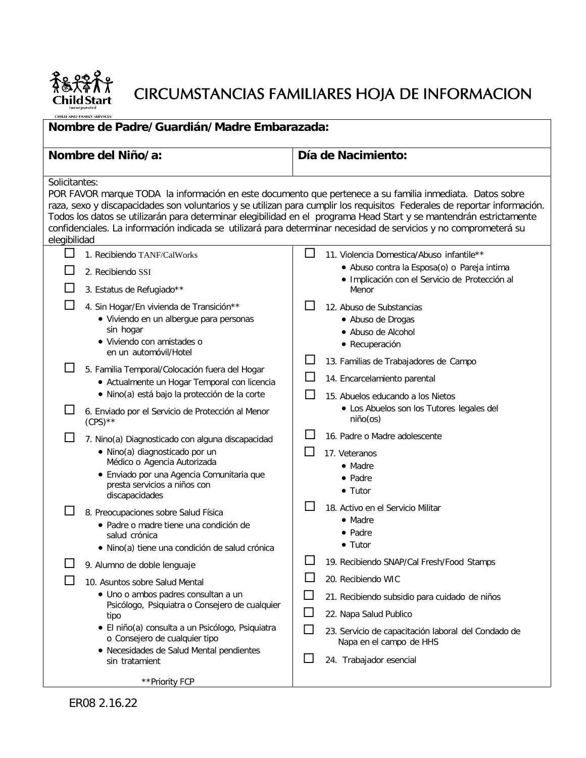# CIRCUMSTANCIAS FAMILIARES HOJA DE INFORMACION

| **Nombre de Padre/Guardián/Madre Embarazada:** | |
|---|---|
| **Nombre del Niño/a:** | **Día de Nacimiento:** |

Solicitantes:
POR FAVOR marque TODA la información en este documento que pertenece a su familia inmediata. Datos sobre raza, sexo y discapacidades son voluntarios y se utilizan para cumplir los requisitos Federales de reportar información. Todos los datos se utilizarán para determinar elegibilidad en el programa Head Start y se mantendrán estrictamente confidenciales. La información indicada se utilizará para determinar necesidad de servicios y no comprometerá su elegibilidad

- ☐ 1. Recibiendo TANF/CalWorks
- ☐ 2. Recibiendo SSI
- ☐ 3. Estatus de Refugiado**
- ☐ 4. Sin Hogar/En vivienda de Transición**
  - Viviendo en un albergue para personas sin hogar
  - Viviendo con amistades o en un automóvil/Hotel
- ☐ 5. Familia Temporal/Colocación fuera del Hogar
  - Actualmente un Hogar Temporal con licencia
  - Nino(a) está bajo la protección de la corte
- ☐ 6. Enviado por el Servicio de Protección al Menor (CPS)**
- ☐ 7. Nino(a) Diagnosticado con alguna discapacidad
  - Nino(a) diagnosticado por un Médico o Agencia Autorizada
  - Enviado por una Agencia Comunitaria que presta servicios a niños con discapacidades
- ☐ 8. Preocupaciones sobre Salud Física
  - Padre o madre tiene una condición de salud crónica
  - Nino(a) tiene una condición de salud crónica
- ☐ 9. Alumno de doble lenguaje
- ☐ 10. Asuntos sobre Salud Mental
  - Uno o ambos padres consultan a un Psicólogo, Psiquiatra o Consejero de cualquier tipo
  - El niño(a) consulta a un Psicólogo, Psiquiatra o Consejero de cualquier tipo
  - Necesidades de Salud Mental pendientes sin tratamient

**Priority FCP

- ☐ 11. Violencia Domestica/Abuso infantile**
  - Abuso contra la Esposa(o) o Pareja intima
  - Implicación con el Servicio de Protección al Menor
- ☐ 12. Abuso de Substancias
  - Abuso de Drogas
  - Abuso de Alcohol
  - Recuperación
- ☐ 13. Familias de Trabajadores de Campo
- ☐ 14. Encarcelamiento parental
- ☐ 15. Abuelos educando a los Nietos
  - Los Abuelos son los Tutores legales del niño(os)
- ☐ 16. Padre o Madre adolescente
- ☐ 17. Veteranos
  - Madre
  - Padre
  - Tutor
- ☐ 18. Activo en el Servicio Militar
  - Madre
  - Padre
  - Tutor
- ☐ 19. Recibiendo SNAP/Cal Fresh/Food Stamps
- ☐ 20. Recibiendo WIC
- ☐ 21. Recibiendo subsidio para cuidado de niños
- ☐ 22. Napa Salud Publico
- ☐ 23. Servicio de capacitación laboral del Condado de Napa en el campo de HHS
- ☐ 24. Trabajador esencial

ER08 2.16.22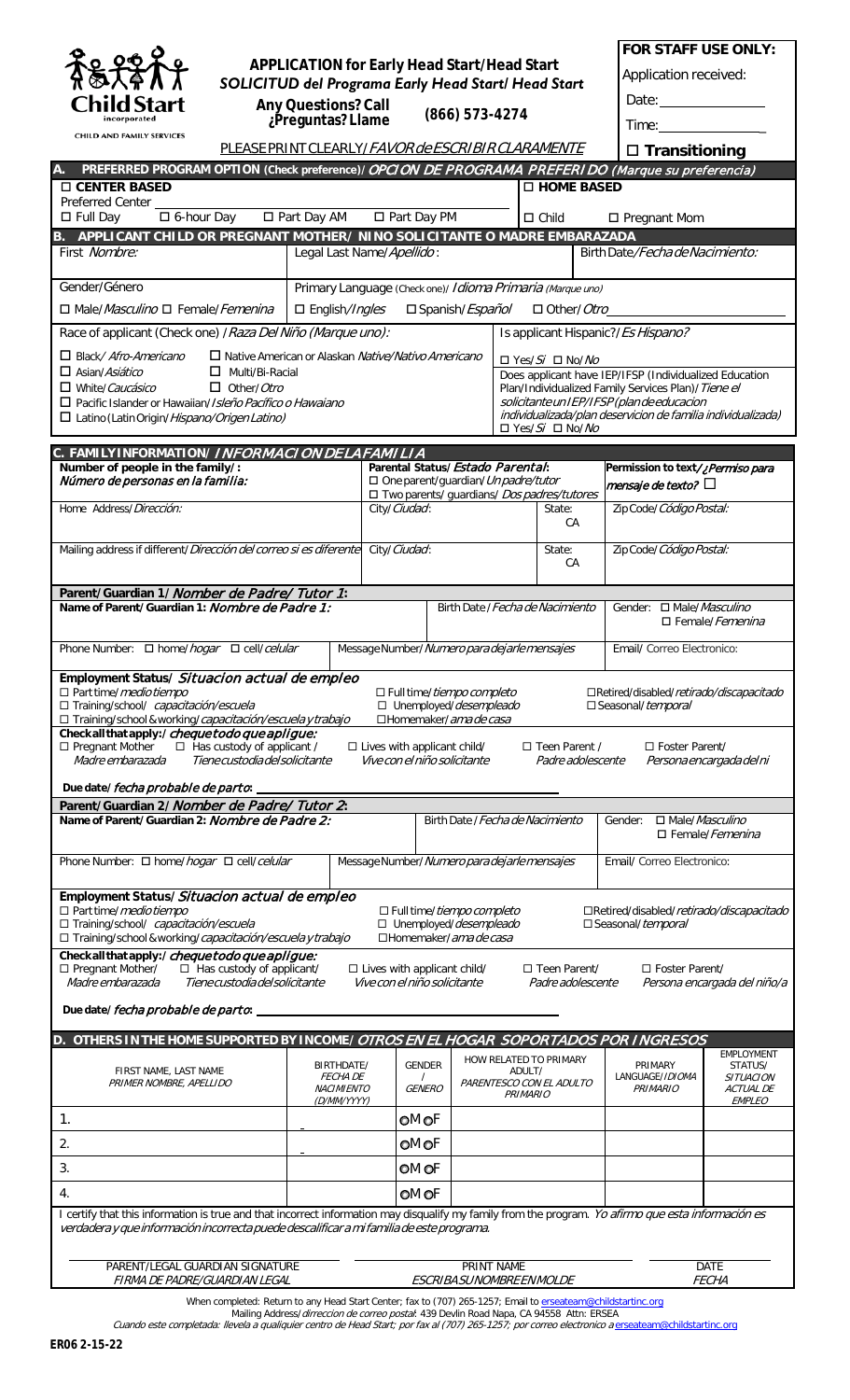**Child Start** incorporated
CHILD AND FAMILY SERVICES

# APPLICATION for Early Head Start/Head Start

*SOLICITUD del Programa Early Head Start/Head Start*

**Any Questions? Call** **(866) 573-4274**
***¿Preguntas? Llame***

PLEASE PRINT CLEARLY/*FAVOR de ESCRIBIR CLARAMENTE*

**FOR STAFF USE ONLY:**
Application received:
Date: _______________
Time: _______________
☐ **Transitioning**

## A. PREFERRED PROGRAM OPTION (Check preference)/ *OPCION DE PROGRAMA PREFERIDO (Marque su preferencia)*

| | |
|---|---|
| ☐ **CENTER BASED**<br>Preferred Center ______<br>☐ Full Day ☐ 6-hour Day ☐ Part Day AM ☐ Part Day PM | ☐ **HOME BASED**<br>☐ Child ☐ Pregnant Mom |

## B. APPLICANT CHILD OR PREGNANT MOTHER/ *NINO SOLICITANTE O MADRE EMBARAZADA*

| | | |
|---|---|---|
| First *Nombre*: | Legal Last Name/*Apellido*: | Birth Date/*Fecha de Nacimiento*: |
| Gender/*Género*<br>☐ Male/*Masculino* ☐ Female/*Femenina* | Primary Language (Check one)/ *Idioma Primaria (Marque uno)*<br>☐ English/*Ingles* ☐ Spanish/*Español* ☐ Other/*Otro* ______ | |

Race of applicant (Check one) /*Raza Del Niño (Marque uno)*:

☐ Black/ *Afro-Americano* ☐ Native American or Alaskan *Native/Nativo Americano*
☐ Asian/*Asiático* ☐ Multi/Bi-Racial
☐ White/*Caucásico* ☐ Other/*Otro*
☐ Pacific Islander or Hawaiian/*Isleño Pacífico o Hawaiano*
☐ Latino (Latin Origin/*Hispano/Origen Latino*)

Is applicant Hispanic?/*Es Hispano?*
☐ Yes/*Si* ☐ No/*No*

Does applicant have IEP/IFSP (Individualized Education Plan/Individualized Family Services Plan)/*Tiene el solicitante un IEP/IFSP (plan de educacion individualizada/plan deservicion de familia individualizada)*
☐ Yes/*Si* ☐ No/*No*

## C. FAMILY INFORMATION/ *INFORMACION DE LA FAMILIA*

| | | | |
|---|---|---|---|
| **Number of people in the family/:**<br>***Número de personas en la familia:*** | **Parental Status/*Estado Parental*:**<br>☐ One parent/guardian/*Un padre/tutor*<br>☐ Two parents/ guardians/ *Dos padres/tutores* | | **Permission to text/*¿Permiso para mensaje de texto?*** ☐ |
| Home Address/*Dirección*: | City/*Ciudad*: | State: CA | Zip Code/*Código Postal*: |
| Mailing address if different/*Dirección del correo si es diferente* | City/*Ciudad*: | State: CA | Zip Code/*Código Postal*: |

### Parent/Guardian 1/ *Nombre de Padre/ Tutor 1*:

| | | |
|---|---|---|
| **Name of Parent/Guardian 1: *Nombre de Padre 1:*** | Birth Date /*Fecha de Nacimiento* | Gender: ☐ Male/*Masculino* ☐ Female/*Femenina* |
| Phone Number: ☐ home/*hogar* ☐ cell/*celular* | Message Number/*Numero para dejarle mensajes* | Email/ Correo Electronico: |

**Employment Status/ *Situacion actual de empleo***
☐ Part time/*medio tiempo* ☐ Full time/*tiempo completo* ☐Retired/disabled/*retirado/discapacitado*
☐ Training/school/ *capacitación/escuela* ☐ Unemployed/*desempleado* ☐ Seasonal/*temporal*
☐ Training/school & working/*capacitación/escuela y trabajo* ☐Homemaker/*ama de casa*

**Check all that apply:/ *cheque todo que aplique:***
☐ Pregnant Mother *Madre embarazada* ☐ Has custody of applicant / *Tiene custodia del solicitante* ☐ Lives with applicant child/ *Vive con el niño solicitante* ☐ Teen Parent / *Padre adolescente* ☐ Foster Parent/ *Persona encargada del ni*

**Due date/ *fecha probable de parto*:** ______________________

### Parent/Guardian 2/ *Nombre de Padre/ Tutor 2*:

| | | |
|---|---|---|
| **Name of Parent/Guardian 2: *Nombre de Padre 2:*** | Birth Date /*Fecha de Nacimiento* | Gender: ☐ Male/*Masculino* ☐ Female/*Femenina* |
| Phone Number: ☐ home/*hogar* ☐ cell/*celular* | Message Number/*Numero para dejarle mensajes* | Email/ Correo Electronico: |

**Employment Status/ *Situacion actual de empleo***
☐ Part time/*medio tiempo* ☐ Full time/*tiempo completo* ☐Retired/disabled/*retirado/discapacitado*
☐ Training/school/ *capacitación/escuela* ☐ Unemployed/*desempleado* ☐ Seasonal/*temporal*
☐ Training/school & working/*capacitación/escuela y trabajo* ☐Homemaker/*ama de casa*

**Check all that apply:/ *cheque todo que aplique:***
☐ Pregnant Mother/ *Madre embarazada* ☐ Has custody of applicant/ *Tiene custodia del solicitante* ☐ Lives with applicant child/ *Vive con el niño solicitante* ☐ Teen Parent/ *Padre adolescente* ☐ Foster Parent/ *Persona encargada del niño/a*

**Due date/ *fecha probable de parto*:** ______________________

## D. OTHERS IN THE HOME SUPPORTED BY INCOME/ *OTROS EN EL HOGAR SOPORTADOS POR INGRESOS*

| FIRST NAME, LAST NAME<br>*PRIMER NOMBRE, APELLIDO* | BIRTHDATE/ *FECHA DE NACIMIENTO (D/MM/YYYY)* | GENDER / *GENERO* | HOW RELATED TO PRIMARY ADULT/ *PARENTESCO CON EL ADULTO PRIMARIO* | PRIMARY LANGUAGE/*IDIOMA PRIMARIO* | EMPLOYMENT STATUS/ *SITUACION ACTUAL DE EMPLEO* |
|---|---|---|---|---|---|
| 1. | | ○M ○F | | | |
| 2. | | ○M ○F | | | |
| 3. | | ○M ○F | | | |
| 4. | | ○M ○F | | | |

I certify that this information is true and that incorrect information may disqualify my family from the program. *Yo afirmo que esta información es verdadera y que información incorrecta puede descalificar a mi familia de este programa.*

| | | |
|---|---|---|
| PARENT/LEGAL GUARDIAN SIGNATURE<br>*FIRMA DE PADRE/GUARDIAN LEGAL* | PRINT NAME<br>*ESCRIBA SU NOMBRE EN MOLDE* | DATE<br>*FECHA* |

When completed: Return to any Head Start Center; fax to (707) 265-1257; Email to erseateam@childstartinc.org
Mailing Address/*direccion de correo postal*: 439 Devlin Road Napa, CA 94558 Attn: ERSEA
*Cuando este completada: llevela a qualiquier centro de Head Start; por fax al (707) 265-1257; por correo electronico a* erseateam@childstartinc.org

**ER06 2-15-22**